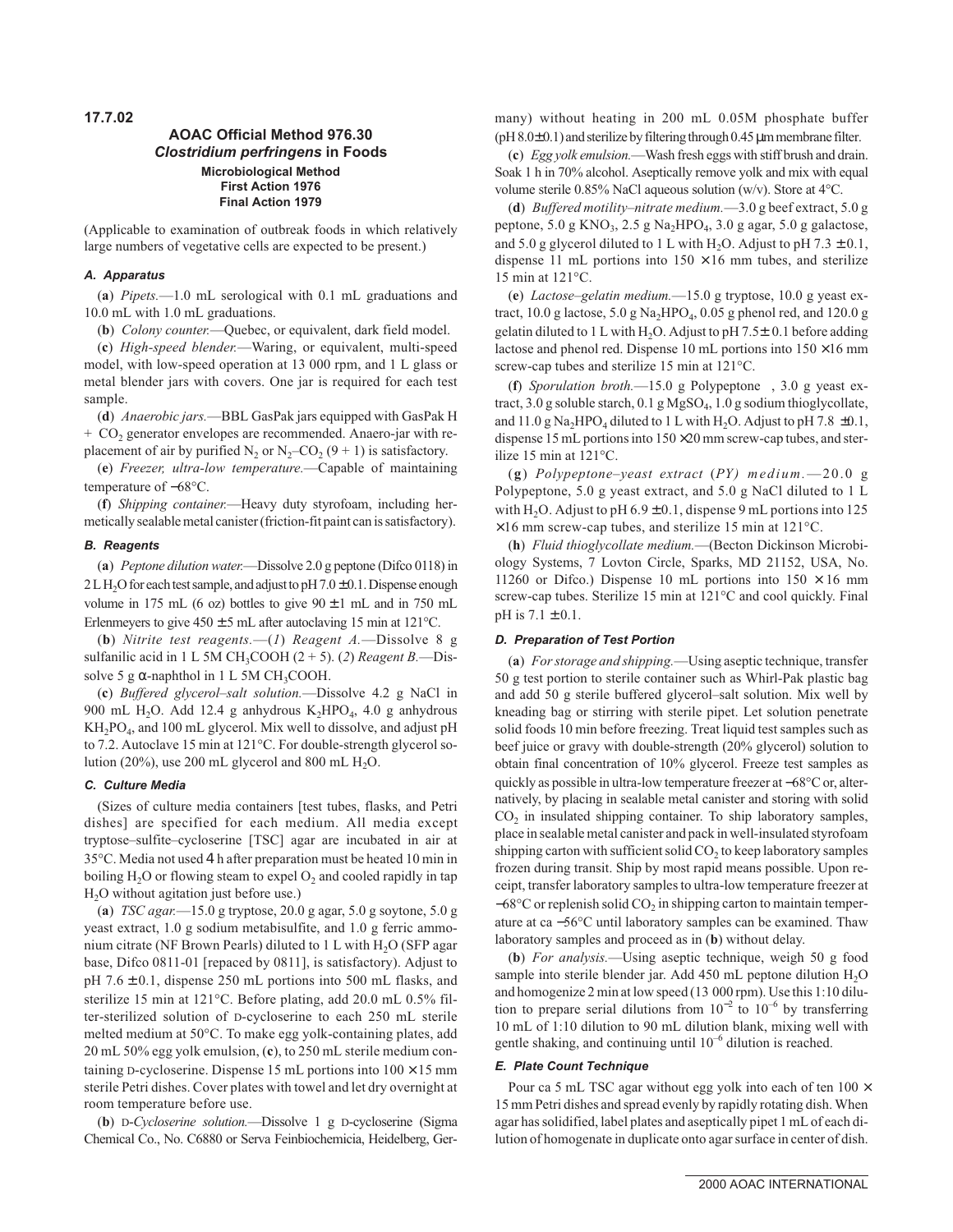**17.7.02**

## AOAC Official Method 976.30
### *Clostridium perfringens* in Foods
**Microbiological Method**
**First Action 1976**
**Final Action 1979**

(Applicable to examination of outbreak foods in which relatively large numbers of vegetative cells are expected to be present.)

### *A. Apparatus*

(**a**) *Pipets.*—1.0 mL serological with 0.1 mL graduations and 10.0 mL with 1.0 mL graduations.

(**b**) *Colony counter.*—Quebec, or equivalent, dark field model.

(**c**) *High-speed blender.*—Waring, or equivalent, multi-speed model, with low-speed operation at 13 000 rpm, and 1 L glass or metal blender jars with covers. One jar is required for each test sample.

(**d**) *Anaerobic jars.*—BBL GasPak jars equipped with GasPak H + $CO_2$ generator envelopes are recommended. Anaero-jar with replacement of air by purified $N_2$ or $N_2$–$CO_2$ (9 + 1) is satisfactory.

(**e**) *Freezer, ultra-low temperature.*—Capable of maintaining temperature of −68°C.

(**f**) *Shipping container.*—Heavy duty styrofoam, including hermetically sealable metal canister (friction-fit paint can is satisfactory).

### *B. Reagents*

(**a**) *Peptone dilution water.*—Dissolve 2.0 g peptone (Difco 0118) in 2 L $H_2O$ for each test sample, and adjust to pH 7.0 ± 0.1. Dispense enough volume in 175 mL (6 oz) bottles to give 90 ± 1 mL and in 750 mL Erlenmeyers to give 450 ± 5 mL after autoclaving 15 min at 121°C.

(**b**) *Nitrite test reagents.*—(*1*) *Reagent A.*—Dissolve 8 g sulfanilic acid in 1 L 5M $CH_3COOH$ (2 + 5). (*2*) *Reagent B.*—Dissolve 5 g α-naphthol in 1 L 5M $CH_3COOH$.

(**c**) *Buffered glycerol–salt solution.*—Dissolve 4.2 g NaCl in 900 mL $H_2O$. Add 12.4 g anhydrous $K_2HPO_4$, 4.0 g anhydrous $KH_2PO_4$, and 100 mL glycerol. Mix well to dissolve, and adjust pH to 7.2. Autoclave 15 min at 121°C. For double-strength glycerol solution (20%), use 200 mL glycerol and 800 mL $H_2O$.

### *C. Culture Media*

(Sizes of culture media containers [test tubes, flasks, and Petri dishes] are specified for each medium. All media except tryptose–sulfite–cycloserine [TSC] agar are incubated in air at 35°C. Media not used 4 h after preparation must be heated 10 min in boiling $H_2O$ or flowing steam to expel $O_2$ and cooled rapidly in tap $H_2O$ without agitation just before use.)

(**a**) *TSC agar.*—15.0 g tryptose, 20.0 g agar, 5.0 g soytone, 5.0 g yeast extract, 1.0 g sodium metabisulfite, and 1.0 g ferric ammonium citrate (NF Brown Pearls) diluted to 1 L with $H_2O$ (SFP agar base, Difco 0811-01 [repaced by 0811], is satisfactory). Adjust to pH 7.6 ± 0.1, dispense 250 mL portions into 500 mL flasks, and sterilize 15 min at 121°C. Before plating, add 20.0 mL 0.5% filter-sterilized solution of D-cycloserine to each 250 mL sterile melted medium at 50°C. To make egg yolk-containing plates, add 20 mL 50% egg yolk emulsion, (**c**), to 250 mL sterile medium containing D-cycloserine. Dispense 15 mL portions into 100 × 15 mm sterile Petri dishes. Cover plates with towel and let dry overnight at room temperature before use.

(**b**) D-*Cycloserine solution.*—Dissolve 1 g D-cycloserine (Sigma Chemical Co., No. C6880 or Serva Feinbiochemicia, Heidelberg, Germany) without heating in 200 mL 0.05M phosphate buffer (pH 8.0 ± 0.1) and sterilize by filtering through 0.45 μm membrane filter.

(**c**) *Egg yolk emulsion.*—Wash fresh eggs with stiff brush and drain. Soak 1 h in 70% alcohol. Aseptically remove yolk and mix with equal volume sterile 0.85% NaCl aqueous solution (w/v). Store at 4°C.

(**d**) *Buffered motility–nitrate medium.*—3.0 g beef extract, 5.0 g peptone, 5.0 g $KNO_3$, 2.5 g $Na_2HPO_4$, 3.0 g agar, 5.0 g galactose, and 5.0 g glycerol diluted to 1 L with $H_2O$. Adjust to pH 7.3 ± 0.1, dispense 11 mL portions into 150 × 16 mm tubes, and sterilize 15 min at 121°C.

(**e**) *Lactose–gelatin medium.*—15.0 g tryptose, 10.0 g yeast extract, 10.0 g lactose, 5.0 g $Na_2HPO_4$, 0.05 g phenol red, and 120.0 g gelatin diluted to 1 L with $H_2O$. Adjust to pH 7.5 ± 0.1 before adding lactose and phenol red. Dispense 10 mL portions into 150 × 16 mm screw-cap tubes and sterilize 15 min at 121°C.

(**f**) *Sporulation broth.*—15.0 g Polypeptone, 3.0 g yeast extract, 3.0 g soluble starch, 0.1 g $MgSO_4$, 1.0 g sodium thioglycollate, and 11.0 g $Na_2HPO_4$ diluted to 1 L with $H_2O$. Adjust to pH 7.8 ± 0.1, dispense 15 mL portions into 150 × 20 mm screw-cap tubes, and sterilize 15 min at 121°C.

(**g**) *Polypeptone–yeast extract* (*PY*) *medium.*—20.0 g Polypeptone, 5.0 g yeast extract, and 5.0 g NaCl diluted to 1 L with $H_2O$. Adjust to pH 6.9 ± 0.1, dispense 9 mL portions into 125 × 16 mm screw-cap tubes, and sterilize 15 min at 121°C.

(**h**) *Fluid thioglycollate medium.*—(Becton Dickinson Microbiology Systems, 7 Lovton Circle, Sparks, MD 21152, USA, No. 11260 or Difco.) Dispense 10 mL portions into 150 × 16 mm screw-cap tubes. Sterilize 15 min at 121°C and cool quickly. Final pH is 7.1 ± 0.1.

### *D. Preparation of Test Portion*

(**a**) *For storage and shipping.*—Using aseptic technique, transfer 50 g test portion to sterile container such as Whirl-Pak plastic bag and add 50 g sterile buffered glycerol–salt solution. Mix well by kneading bag or stirring with sterile pipet. Let solution penetrate solid foods 10 min before freezing. Treat liquid test samples such as beef juice or gravy with double-strength (20% glycerol) solution to obtain final concentration of 10% glycerol. Freeze test samples as quickly as possible in ultra-low temperature freezer at −68°C or, alternatively, by placing in sealable metal canister and storing with solid $CO_2$ in insulated shipping container. To ship laboratory samples, place in sealable metal canister and pack in well-insulated styrofoam shipping carton with sufficient solid $CO_2$ to keep laboratory samples frozen during transit. Ship by most rapid means possible. Upon receipt, transfer laboratory samples to ultra-low temperature freezer at −68°C or replenish solid $CO_2$ in shipping carton to maintain temperature at ca −56°C until laboratory samples can be examined. Thaw laboratory samples and proceed as in (**b**) without delay.

(**b**) *For analysis.*—Using aseptic technique, weigh 50 g food sample into sterile blender jar. Add 450 mL peptone dilution $H_2O$ and homogenize 2 min at low speed (13 000 rpm). Use this 1:10 dilution to prepare serial dilutions from $10^{-2}$ to $10^{-6}$ by transferring 10 mL of 1:10 dilution to 90 mL dilution blank, mixing well with gentle shaking, and continuing until $10^{-6}$ dilution is reached.

### *E. Plate Count Technique*

Pour ca 5 mL TSC agar without egg yolk into each of ten 100 × 15 mm Petri dishes and spread evenly by rapidly rotating dish. When agar has solidified, label plates and aseptically pipet 1 mL of each dilution of homogenate in duplicate onto agar surface in center of dish.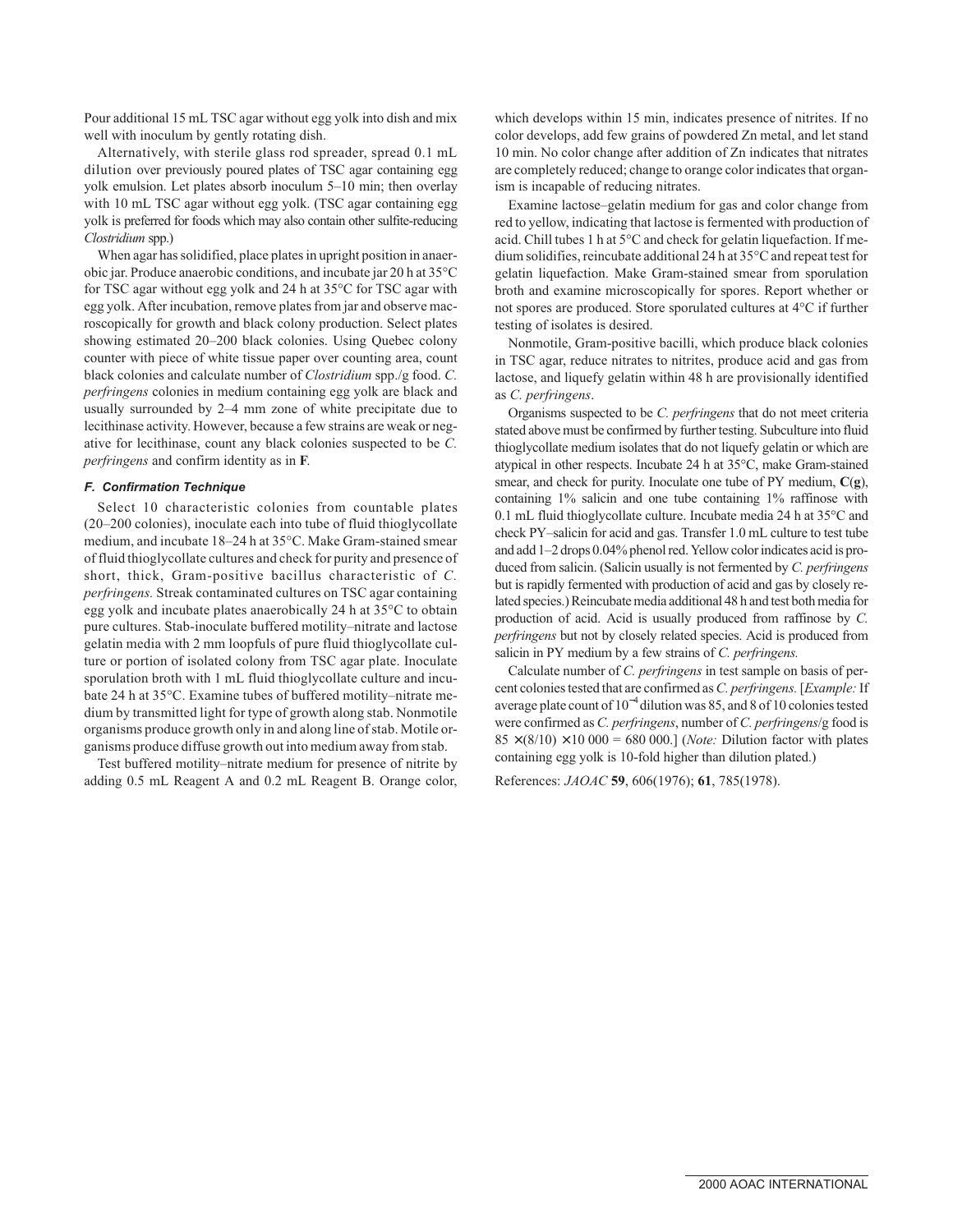Pour additional 15 mL TSC agar without egg yolk into dish and mix well with inoculum by gently rotating dish.

Alternatively, with sterile glass rod spreader, spread 0.1 mL dilution over previously poured plates of TSC agar containing egg yolk emulsion. Let plates absorb inoculum 5–10 min; then overlay with 10 mL TSC agar without egg yolk. (TSC agar containing egg yolk is preferred for foods which may also contain other sulfite-reducing *Clostridium* spp.)

When agar has solidified, place plates in upright position in anaerobic jar. Produce anaerobic conditions, and incubate jar 20 h at 35°C for TSC agar without egg yolk and 24 h at 35°C for TSC agar with egg yolk. After incubation, remove plates from jar and observe macroscopically for growth and black colony production. Select plates showing estimated 20–200 black colonies. Using Quebec colony counter with piece of white tissue paper over counting area, count black colonies and calculate number of *Clostridium* spp./g food. *C. perfringens* colonies in medium containing egg yolk are black and usually surrounded by 2–4 mm zone of white precipitate due to lecithinase activity. However, because a few strains are weak or negative for lecithinase, count any black colonies suspected to be *C. perfringens* and confirm identity as in **F**.

### *F. Confirmation Technique*

Select 10 characteristic colonies from countable plates (20–200 colonies), inoculate each into tube of fluid thioglycollate medium, and incubate 18–24 h at 35°C. Make Gram-stained smear of fluid thioglycollate cultures and check for purity and presence of short, thick, Gram-positive bacillus characteristic of *C. perfringens.* Streak contaminated cultures on TSC agar containing egg yolk and incubate plates anaerobically 24 h at 35°C to obtain pure cultures. Stab-inoculate buffered motility–nitrate and lactose gelatin media with 2 mm loopfuls of pure fluid thioglycollate culture or portion of isolated colony from TSC agar plate. Inoculate sporulation broth with 1 mL fluid thioglycollate culture and incubate 24 h at 35°C. Examine tubes of buffered motility–nitrate medium by transmitted light for type of growth along stab. Nonmotile organisms produce growth only in and along line of stab. Motile organisms produce diffuse growth out into medium away from stab.

Test buffered motility–nitrate medium for presence of nitrite by adding 0.5 mL Reagent A and 0.2 mL Reagent B. Orange color, which develops within 15 min, indicates presence of nitrites. If no color develops, add few grains of powdered Zn metal, and let stand 10 min. No color change after addition of Zn indicates that nitrates are completely reduced; change to orange color indicates that organism is incapable of reducing nitrates.

Examine lactose–gelatin medium for gas and color change from red to yellow, indicating that lactose is fermented with production of acid. Chill tubes 1 h at 5°C and check for gelatin liquefaction. If medium solidifies, reincubate additional 24 h at 35°C and repeat test for gelatin liquefaction. Make Gram-stained smear from sporulation broth and examine microscopically for spores. Report whether or not spores are produced. Store sporulated cultures at 4°C if further testing of isolates is desired.

Nonmotile, Gram-positive bacilli, which produce black colonies in TSC agar, reduce nitrates to nitrites, produce acid and gas from lactose, and liquefy gelatin within 48 h are provisionally identified as *C. perfringens*.

Organisms suspected to be *C. perfringens* that do not meet criteria stated above must be confirmed by further testing. Subculture into fluid thioglycollate medium isolates that do not liquefy gelatin or which are atypical in other respects. Incubate 24 h at 35°C, make Gram-stained smear, and check for purity. Inoculate one tube of PY medium, **C**(**g**), containing 1% salicin and one tube containing 1% raffinose with 0.1 mL fluid thioglycollate culture. Incubate media 24 h at 35°C and check PY–salicin for acid and gas. Transfer 1.0 mL culture to test tube and add 1–2 drops 0.04% phenol red. Yellow color indicates acid is produced from salicin. (Salicin usually is not fermented by *C. perfringens* but is rapidly fermented with production of acid and gas by closely related species.) Reincubate media additional 48 h and test both media for production of acid. Acid is usually produced from raffinose by *C. perfringens* but not by closely related species. Acid is produced from salicin in PY medium by a few strains of *C. perfringens.*

Calculate number of *C. perfringens* in test sample on basis of percent colonies tested that are confirmed as *C. perfringens*. [*Example:* If average plate count of $10^{-4}$ dilution was 85, and 8 of 10 colonies tested were confirmed as *C. perfringens*, number of *C. perfringens*/g food is $85 \times (8/10) \times 10\,000 = 680\,000$.] (*Note:* Dilution factor with plates containing egg yolk is 10-fold higher than dilution plated.)

References: *JAOAC* **59**, 606(1976); **61**, 785(1978).